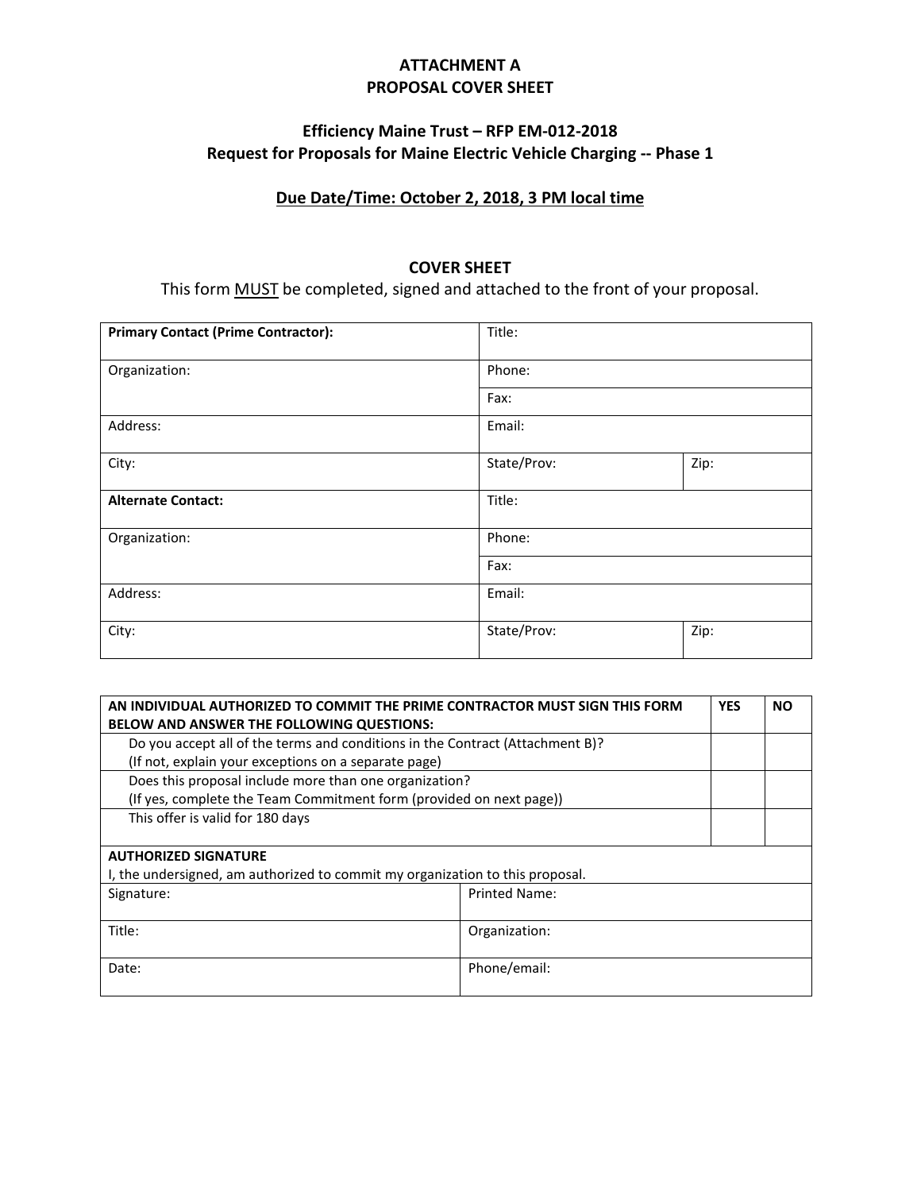# ATTACHMENT A
# PROPOSAL COVER SHEET

## Efficiency Maine Trust – RFP EM-012-2018
## Request for Proposals for Maine Electric Vehicle Charging -- Phase 1

**Due Date/Time: October 2, 2018, 3 PM local time**

### COVER SHEET

This form MUST be completed, signed and attached to the front of your proposal.

| **Primary Contact (Prime Contractor):** | Title: | |
|---|---|---|
| Organization: | Phone: | |
| | Fax: | |
| Address: | Email: | |
| City: | State/Prov: | Zip: |
| **Alternate Contact:** | Title: | |
| Organization: | Phone: | |
| | Fax: | |
| Address: | Email: | |
| City: | State/Prov: | Zip: |

| **AN INDIVIDUAL AUTHORIZED TO COMMIT THE PRIME CONTRACTOR MUST SIGN THIS FORM BELOW AND ANSWER THE FOLLOWING QUESTIONS:** | **YES** | **NO** |
|---|---|---|
| Do you accept all of the terms and conditions in the Contract (Attachment B)? (If not, explain your exceptions on a separate page) | | |
| Does this proposal include more than one organization? (If yes, complete the Team Commitment form (provided on next page)) | | |
| This offer is valid for 180 days | | |

| **AUTHORIZED SIGNATURE** I, the undersigned, am authorized to commit my organization to this proposal. | |
|---|---|
| Signature: | Printed Name: |
| Title: | Organization: |
| Date: | Phone/email: |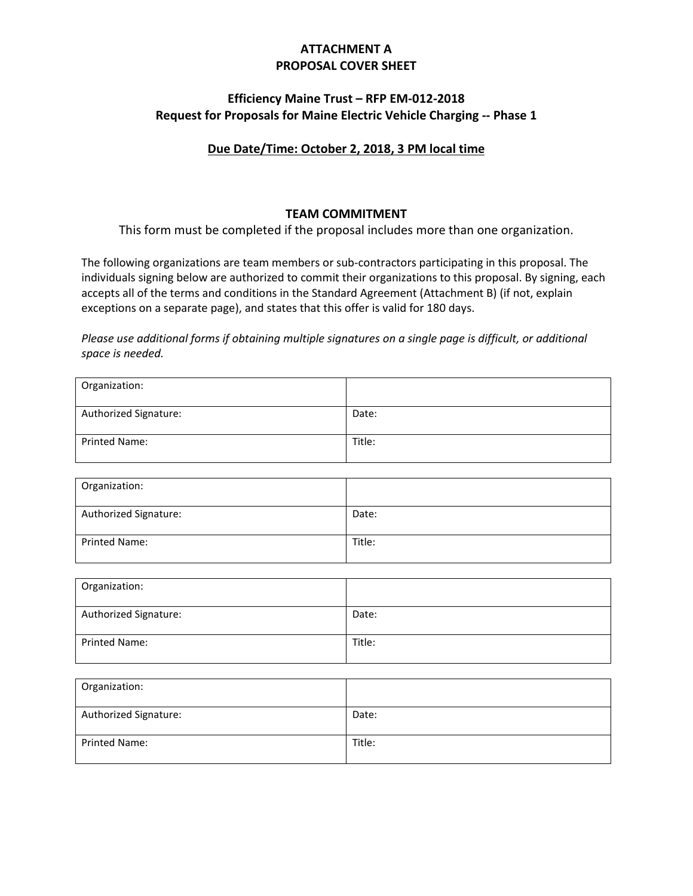**ATTACHMENT A**
**PROPOSAL COVER SHEET**

**Efficiency Maine Trust – RFP EM-012-2018**
**Request for Proposals for Maine Electric Vehicle Charging -- Phase 1**

**Due Date/Time: October 2, 2018, 3 PM local time**

**TEAM COMMITMENT**

This form must be completed if the proposal includes more than one organization.

The following organizations are team members or sub-contractors participating in this proposal. The individuals signing below are authorized to commit their organizations to this proposal. By signing, each accepts all of the terms and conditions in the Standard Agreement (Attachment B) (if not, explain exceptions on a separate page), and states that this offer is valid for 180 days.

*Please use additional forms if obtaining multiple signatures on a single page is difficult, or additional space is needed.*

| | |
|---|---|
| Organization: | |
| Authorized Signature: | Date: |
| Printed Name: | Title: |

| | |
|---|---|
| Organization: | |
| Authorized Signature: | Date: |
| Printed Name: | Title: |

| | |
|---|---|
| Organization: | |
| Authorized Signature: | Date: |
| Printed Name: | Title: |

| | |
|---|---|
| Organization: | |
| Authorized Signature: | Date: |
| Printed Name: | Title: |